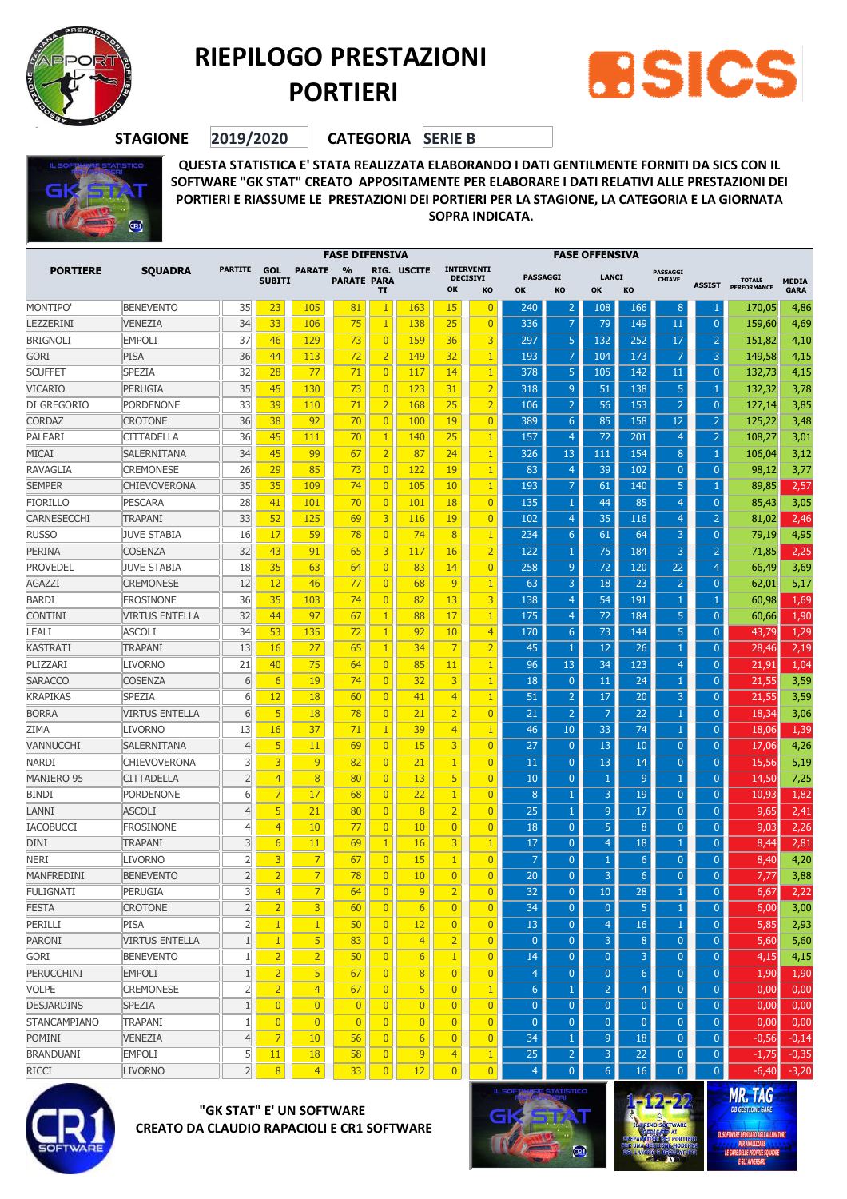# RIEPILOGO PRESTAZIONI PORTIERI

**STAGIONE** 2019/2020 **CATEGORIA** SERIE B

**QUESTA STATISTICA E' STATA REALIZZATA ELABORANDO I DATI GENTILMENTE FORNITI DA SICS CON IL SOFTWARE "GK STAT" CREATO APPOSITAMENTE PER ELABORARE I DATI RELATIVI ALLE PRESTAZIONI DEI PORTIERI E RIASSUME LE PRESTAZIONI DEI PORTIERI PER LA STAGIONE, LA CATEGORIA E LA GIORNATA SOPRA INDICATA.**

| PORTIERE | SQUADRA | PARTITE | FASE DIFENSIVA | | | | | | | FASE OFFENSIVA | | | | | | | TOTALE PERFORMANCE | MEDIA GARA |
|---|---|---|---|---|---|---|---|---|---|---|---|---|---|---|---|---|---|---|
| | | | GOL SUBITI | PARATE | % PARATE | RIG. PARATI | USCITE | INTERVENTI DECISIVI | | PASSAGGI | | LANCI | | PASSAGGI CHIAVE | ASSIST | | | |
| | | | | | | | | OK | KO | OK | KO | OK | KO | | | | | |
| MONTIPO' | BENEVENTO | 35 | 23 | 105 | 81 | 1 | 163 | 15 | 0 | 240 | 2 | 108 | 166 | 8 | 1 | | 170,05 | 4,86 |
| LEZZERINI | VENEZIA | 34 | 33 | 106 | 75 | 1 | 138 | 25 | 0 | 336 | 7 | 79 | 149 | 11 | 0 | | 159,60 | 4,69 |
| BRIGNOLI | EMPOLI | 37 | 46 | 129 | 73 | 0 | 159 | 36 | 3 | 297 | 5 | 132 | 252 | 17 | 2 | | 151,82 | 4,10 |
| GORI | PISA | 36 | 44 | 113 | 72 | 2 | 149 | 32 | 1 | 193 | 7 | 104 | 173 | 7 | 3 | | 149,58 | 4,15 |
| SCUFFET | SPEZIA | 32 | 28 | 77 | 71 | 0 | 117 | 14 | 1 | 378 | 5 | 105 | 142 | 11 | 0 | | 132,73 | 4,15 |
| VICARIO | PERUGIA | 35 | 45 | 130 | 73 | 0 | 123 | 31 | 2 | 318 | 9 | 51 | 138 | 5 | 1 | | 132,32 | 3,78 |
| DI GREGORIO | PORDENONE | 33 | 39 | 110 | 71 | 2 | 168 | 25 | 2 | 106 | 2 | 56 | 153 | 2 | 0 | | 127,14 | 3,85 |
| CORDAZ | CROTONE | 36 | 38 | 92 | 70 | 0 | 100 | 19 | 0 | 389 | 6 | 85 | 158 | 12 | 2 | | 125,22 | 3,48 |
| PALEARI | CITTADELLA | 36 | 45 | 111 | 70 | 1 | 140 | 25 | 1 | 157 | 4 | 72 | 201 | 4 | 2 | | 108,27 | 3,01 |
| MICAI | SALERNITANA | 34 | 45 | 99 | 67 | 2 | 87 | 24 | 1 | 326 | 13 | 111 | 154 | 8 | 1 | | 106,04 | 3,12 |
| RAVAGLIA | CREMONESE | 26 | 29 | 85 | 73 | 0 | 122 | 19 | 1 | 83 | 4 | 39 | 102 | 0 | 0 | | 98,12 | 3,77 |
| SEMPER | CHIEVOVERONA | 35 | 35 | 109 | 74 | 0 | 105 | 10 | 1 | 193 | 7 | 61 | 140 | 5 | 1 | | 89,85 | 2,57 |
| FIORILLO | PESCARA | 28 | 41 | 101 | 70 | 0 | 101 | 18 | 0 | 135 | 1 | 44 | 85 | 4 | 0 | | 85,43 | 3,05 |
| CARNESECCHI | TRAPANI | 33 | 52 | 125 | 69 | 3 | 116 | 19 | 0 | 102 | 4 | 35 | 116 | 4 | 2 | | 81,02 | 2,46 |
| RUSSO | JUVE STABIA | 16 | 17 | 59 | 78 | 0 | 74 | 8 | 1 | 234 | 6 | 61 | 64 | 3 | 0 | | 79,19 | 4,95 |
| PERINA | COSENZA | 32 | 43 | 91 | 65 | 3 | 117 | 16 | 2 | 122 | 1 | 75 | 184 | 3 | 2 | | 71,85 | 2,25 |
| PROVEDEL | JUVE STABIA | 18 | 35 | 63 | 64 | 0 | 83 | 14 | 0 | 258 | 9 | 72 | 120 | 22 | 4 | | 66,49 | 3,69 |
| AGAZZI | CREMONESE | 12 | 12 | 46 | 77 | 0 | 68 | 9 | 1 | 63 | 3 | 18 | 23 | 2 | 0 | | 62,01 | 5,17 |
| BARDI | FROSINONE | 36 | 35 | 103 | 74 | 0 | 82 | 13 | 3 | 138 | 4 | 54 | 191 | 1 | 1 | | 60,98 | 1,69 |
| CONTINI | VIRTUS ENTELLA | 32 | 44 | 97 | 67 | 1 | 88 | 17 | 1 | 175 | 4 | 72 | 184 | 5 | 0 | | 60,66 | 1,90 |
| LEALI | ASCOLI | 34 | 53 | 135 | 72 | 1 | 92 | 10 | 4 | 170 | 6 | 73 | 144 | 5 | 0 | | 43,79 | 1,29 |
| KASTRATI | TRAPANI | 13 | 16 | 27 | 65 | 1 | 34 | 7 | 2 | 45 | 1 | 12 | 26 | 1 | 0 | | 28,46 | 2,19 |
| PLIZZARI | LIVORNO | 21 | 40 | 75 | 64 | 0 | 85 | 11 | 1 | 96 | 13 | 34 | 123 | 4 | 0 | | 21,91 | 1,04 |
| SARACCO | COSENZA | 6 | 6 | 19 | 74 | 0 | 32 | 3 | 1 | 18 | 0 | 11 | 24 | 1 | 0 | | 21,55 | 3,59 |
| KRAPIKAS | SPEZIA | 6 | 12 | 18 | 60 | 0 | 41 | 4 | 1 | 51 | 2 | 17 | 20 | 3 | 0 | | 21,55 | 3,59 |
| BORRA | VIRTUS ENTELLA | 6 | 5 | 18 | 78 | 0 | 21 | 2 | 0 | 21 | 2 | 7 | 22 | 1 | 0 | | 18,34 | 3,06 |
| ZIMA | LIVORNO | 13 | 16 | 37 | 71 | 1 | 39 | 4 | 1 | 46 | 10 | 33 | 74 | 1 | 0 | | 18,06 | 1,39 |
| VANNUCCHI | SALERNITANA | 4 | 5 | 11 | 69 | 0 | 15 | 3 | 0 | 27 | 0 | 13 | 10 | 0 | 0 | | 17,06 | 4,26 |
| NARDI | CHIEVOVERONA | 3 | 3 | 9 | 82 | 0 | 21 | 1 | 0 | 11 | 0 | 13 | 14 | 0 | 0 | | 15,56 | 5,19 |
| MANIERO 95 | CITTADELLA | 2 | 4 | 8 | 80 | 0 | 13 | 5 | 0 | 10 | 0 | 1 | 9 | 1 | 0 | | 14,50 | 7,25 |
| BINDI | PORDENONE | 6 | 7 | 17 | 68 | 0 | 22 | 1 | 0 | 8 | 1 | 3 | 19 | 0 | 0 | | 10,93 | 1,82 |
| LANNI | ASCOLI | 4 | 5 | 21 | 80 | 0 | 8 | 2 | 0 | 25 | 1 | 9 | 17 | 0 | 0 | | 9,65 | 2,41 |
| IACOBUCCI | FROSINONE | 4 | 4 | 10 | 77 | 0 | 10 | 0 | 0 | 18 | 0 | 5 | 8 | 0 | 0 | | 9,03 | 2,26 |
| DINI | TRAPANI | 3 | 6 | 11 | 69 | 1 | 16 | 3 | 1 | 17 | 0 | 4 | 18 | 1 | 0 | | 8,44 | 2,81 |
| NERI | LIVORNO | 2 | 3 | 7 | 67 | 0 | 15 | 1 | 0 | 7 | 0 | 1 | 6 | 0 | 0 | | 8,40 | 4,20 |
| MANFREDINI | BENEVENTO | 2 | 2 | 7 | 78 | 0 | 10 | 0 | 0 | 20 | 0 | 3 | 6 | 0 | 0 | | 7,77 | 3,88 |
| FULIGNATI | PERUGIA | 3 | 4 | 7 | 64 | 0 | 9 | 2 | 0 | 32 | 0 | 10 | 28 | 1 | 0 | | 6,67 | 2,22 |
| FESTA | CROTONE | 2 | 2 | 3 | 60 | 0 | 6 | 0 | 0 | 34 | 0 | 0 | 5 | 1 | 0 | | 6,00 | 3,00 |
| PERILLI | PISA | 2 | 1 | 1 | 50 | 0 | 12 | 0 | 0 | 13 | 0 | 4 | 16 | 1 | 0 | | 5,85 | 2,93 |
| PARONI | VIRTUS ENTELLA | 1 | 1 | 5 | 83 | 0 | 4 | 2 | 0 | 0 | 0 | 3 | 8 | 0 | 0 | | 5,60 | 5,60 |
| GORI | BENEVENTO | 1 | 2 | 2 | 50 | 0 | 6 | 1 | 0 | 14 | 0 | 0 | 3 | 0 | 0 | | 4,15 | 4,15 |
| PERUCCHINI | EMPOLI | 1 | 2 | 5 | 67 | 0 | 8 | 0 | 0 | 4 | 0 | 0 | 6 | 0 | 0 | | 1,90 | 1,90 |
| VOLPE | CREMONESE | 2 | 2 | 4 | 67 | 0 | 5 | 0 | 1 | 6 | 1 | 2 | 4 | 0 | 0 | | 0,00 | 0,00 |
| DESJARDINS | SPEZIA | 1 | 0 | 0 | 0 | 0 | 0 | 0 | 0 | 0 | 0 | 0 | 0 | 0 | 0 | | 0,00 | 0,00 |
| STANCAMPIANO | TRAPANI | 1 | 0 | 0 | 0 | 0 | 0 | 0 | 0 | 0 | 0 | 0 | 0 | 0 | 0 | | 0,00 | 0,00 |
| POMINI | VENEZIA | 4 | 7 | 10 | 56 | 0 | 6 | 0 | 0 | 34 | 1 | 9 | 18 | 0 | 0 | | -0,56 | -0,14 |
| BRANDUANI | EMPOLI | 5 | 11 | 18 | 58 | 0 | 9 | 4 | 1 | 25 | 2 | 3 | 22 | 0 | 0 | | -1,75 | -0,35 |
| RICCI | LIVORNO | 2 | 8 | 4 | 33 | 0 | 12 | 0 | 0 | 4 | 0 | 6 | 16 | 0 | 0 | | -6,40 | -3,20 |

**"GK STAT" E' UN SOFTWARE CREATO DA CLAUDIO RAPACIOLI E CR1 SOFTWARE**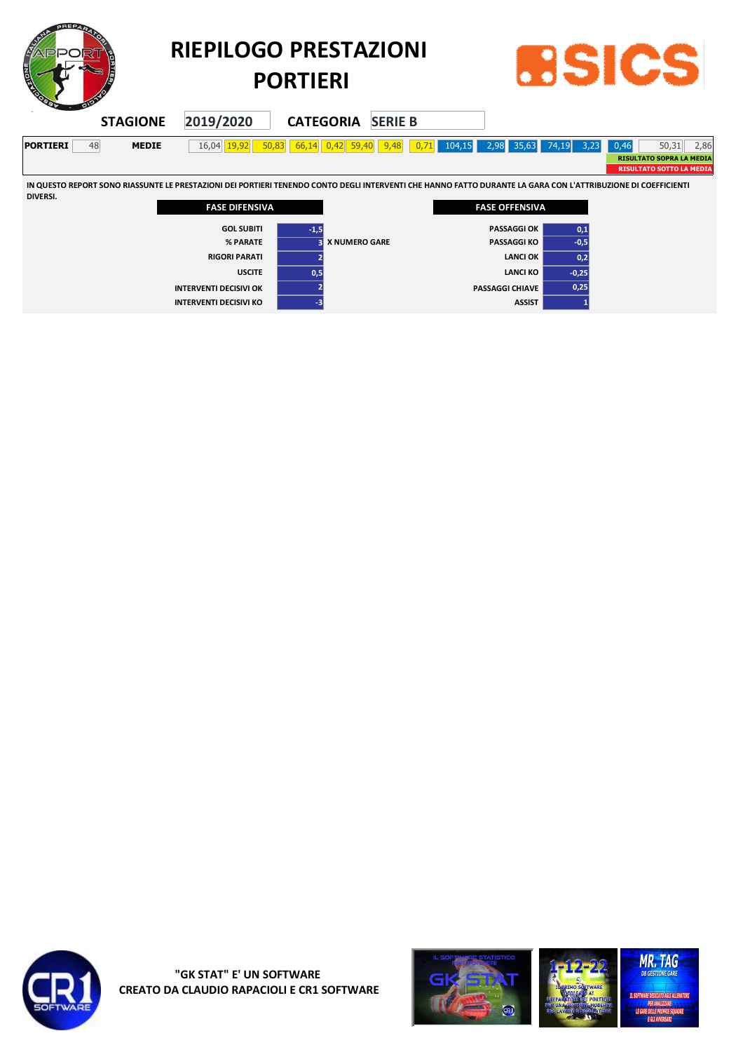# RIEPILOGO PRESTAZIONI PORTIERI

**STAGIONE** 2019/2020 **CATEGORIA** SERIE B

| PORTIERI | 48 | MEDIE | 16,04 | 19,92 | 50,83 | 66,14 | 0,42 | 59,40 | 9,48 | 0,71 | 104,15 | 2,98 | 35,63 | 74,19 | 3,23 | 0,46 | 50,31 | 2,86 |
|---|---|---|---|---|---|---|---|---|---|---|---|---|---|---|---|---|---|---|

RISULTATO SOPRA LA MEDIA

RISULTATO SOTTO LA MEDIA

**IN QUESTO REPORT SONO RIASSUNTE LE PRESTAZIONI DEI PORTIERI TENENDO CONTO DEGLI INTERVENTI CHE HANNO FATTO DURANTE LA GARA CON L'ATTRIBUZIONE DI COEFFICIENTI DIVERSI.**

| FASE DIFENSIVA | | | FASE OFFENSIVA | |
|---|---|---|---|---|
| GOL SUBITI | -1,5 | | PASSAGGI OK | 0,1 |
| % PARATE | 3 | X NUMERO GARE | PASSAGGI KO | -0,5 |
| RIGORI PARATI | 2 | | LANCI OK | 0,2 |
| USCITE | 0,5 | | LANCI KO | -0,25 |
| INTERVENTI DECISIVI OK | 2 | | PASSAGGI CHIAVE | 0,25 |
| INTERVENTI DECISIVI KO | -3 | | ASSIST | 1 |

**"GK STAT" E' UN SOFTWARE CREATO DA CLAUDIO RAPACIOLI E CR1 SOFTWARE**